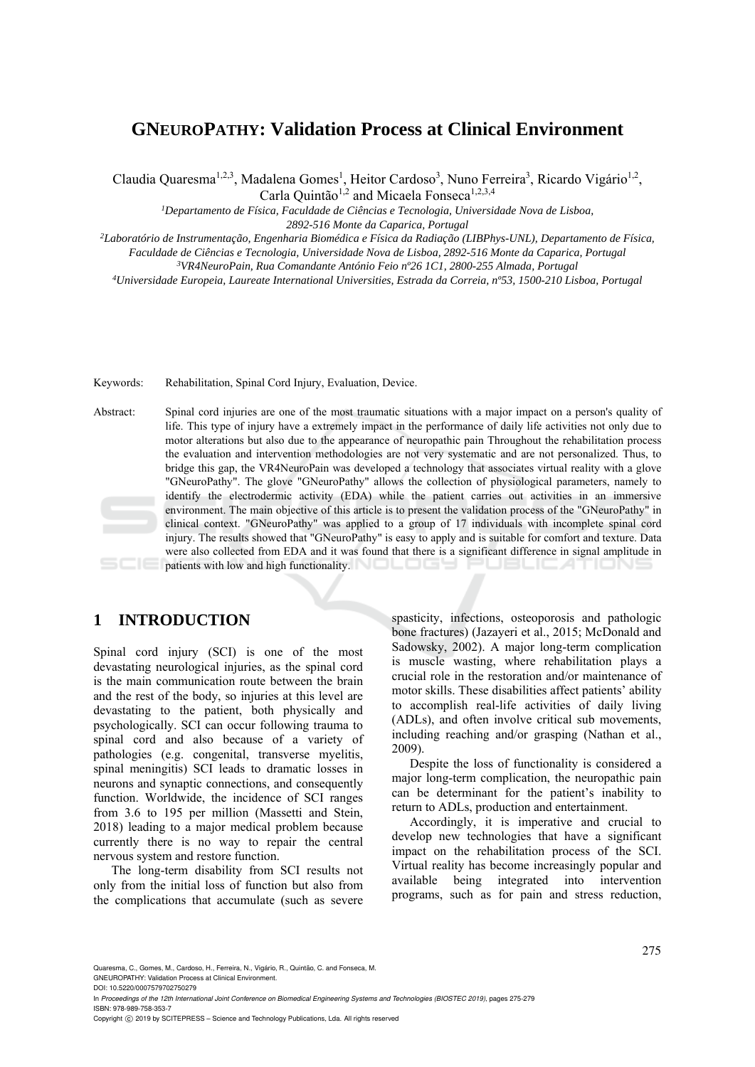# GNEUROPATHY: Validation Process at Clinical Environment

Claudia Quaresma[1,2,3], Madalena Gomes[1], Heitor Cardoso[3], Nuno Ferreira[3], Ricardo Vigário[1,2], Carla Quintão[1,2] and Micaela Fonseca[1,2,3,4]

[1]*Departamento de Física, Faculdade de Ciências e Tecnologia, Universidade Nova de Lisboa, 2892-516 Monte da Caparica, Portugal*

[2]*Laboratório de Instrumentação, Engenharia Biomédica e Física da Radiação (LIBPhys-UNL), Departamento de Física, Faculdade de Ciências e Tecnologia, Universidade Nova de Lisboa, 2892-516 Monte da Caparica, Portugal*

[3]*VR4NeuroPain, Rua Comandante António Feio nº26 1C1, 2800-255 Almada, Portugal*

[4]*Universidade Europeia, Laureate International Universities, Estrada da Correia, nº53, 1500-210 Lisboa, Portugal*

Keywords: Rehabilitation, Spinal Cord Injury, Evaluation, Device.

Abstract: Spinal cord injuries are one of the most traumatic situations with a major impact on a person's quality of life. This type of injury have a extremely impact in the performance of daily life activities not only due to motor alterations but also due to the appearance of neuropathic pain Throughout the rehabilitation process the evaluation and intervention methodologies are not very systematic and are not personalized. Thus, to bridge this gap, the VR4NeuroPain was developed a technology that associates virtual reality with a glove "GNeuroPathy". The glove "GNeuroPathy" allows the collection of physiological parameters, namely to identify the electrodermic activity (EDA) while the patient carries out activities in an immersive environment. The main objective of this article is to present the validation process of the "GNeuroPathy" in clinical context. "GNeuroPathy" was applied to a group of 17 individuals with incomplete spinal cord injury. The results showed that "GNeuroPathy" is easy to apply and is suitable for comfort and texture. Data were also collected from EDA and it was found that there is a significant difference in signal amplitude in patients with low and high functionality.

## 1 INTRODUCTION

Spinal cord injury (SCI) is one of the most devastating neurological injuries, as the spinal cord is the main communication route between the brain and the rest of the body, so injuries at this level are devastating to the patient, both physically and psychologically. SCI can occur following trauma to spinal cord and also because of a variety of pathologies (e.g. congenital, transverse myelitis, spinal meningitis) SCI leads to dramatic losses in neurons and synaptic connections, and consequently function. Worldwide, the incidence of SCI ranges from 3.6 to 195 per million (Massetti and Stein, 2018) leading to a major medical problem because currently there is no way to repair the central nervous system and restore function.

The long-term disability from SCI results not only from the initial loss of function but also from the complications that accumulate (such as severe spasticity, infections, osteoporosis and pathologic bone fractures) (Jazayeri et al., 2015; McDonald and Sadowsky, 2002). A major long-term complication is muscle wasting, where rehabilitation plays a crucial role in the restoration and/or maintenance of motor skills. These disabilities affect patients' ability to accomplish real-life activities of daily living (ADLs), and often involve critical sub movements, including reaching and/or grasping (Nathan et al., 2009).

Despite the loss of functionality is considered a major long-term complication, the neuropathic pain can be determinant for the patient's inability to return to ADLs, production and entertainment.

Accordingly, it is imperative and crucial to develop new technologies that have a significant impact on the rehabilitation process of the SCI. Virtual reality has become increasingly popular and available being integrated into intervention programs, such as for pain and stress reduction,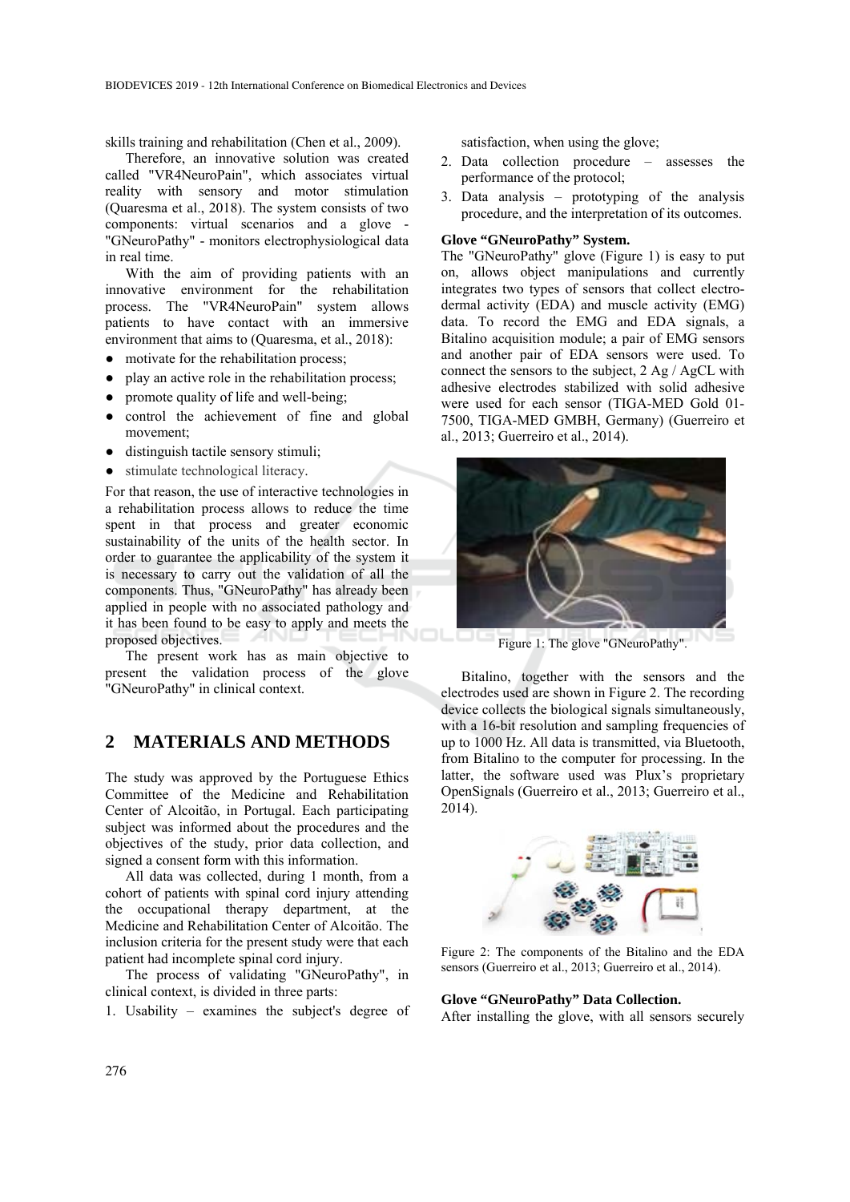skills training and rehabilitation (Chen et al., 2009).

Therefore, an innovative solution was created called "VR4NeuroPain", which associates virtual reality with sensory and motor stimulation (Quaresma et al., 2018). The system consists of two components: virtual scenarios and a glove - "GNeuroPathy" - monitors electrophysiological data in real time.

With the aim of providing patients with an innovative environment for the rehabilitation process. The "VR4NeuroPain" system allows patients to have contact with an immersive environment that aims to (Quaresma, et al., 2018):

- motivate for the rehabilitation process;
- play an active role in the rehabilitation process;
- promote quality of life and well-being;
- control the achievement of fine and global movement;
- distinguish tactile sensory stimuli;
- stimulate technological literacy.

For that reason, the use of interactive technologies in a rehabilitation process allows to reduce the time spent in that process and greater economic sustainability of the units of the health sector. In order to guarantee the applicability of the system it is necessary to carry out the validation of all the components. Thus, "GNeuroPathy" has already been applied in people with no associated pathology and it has been found to be easy to apply and meets the proposed objectives.

The present work has as main objective to present the validation process of the glove "GNeuroPathy" in clinical context.

## 2 MATERIALS AND METHODS

The study was approved by the Portuguese Ethics Committee of the Medicine and Rehabilitation Center of Alcoitão, in Portugal. Each participating subject was informed about the procedures and the objectives of the study, prior data collection, and signed a consent form with this information.

All data was collected, during 1 month, from a cohort of patients with spinal cord injury attending the occupational therapy department, at the Medicine and Rehabilitation Center of Alcoitão. The inclusion criteria for the present study were that each patient had incomplete spinal cord injury.

The process of validating "GNeuroPathy", in clinical context, is divided in three parts:

1. Usability – examines the subject's degree of satisfaction, when using the glove;
2. Data collection procedure – assesses the performance of the protocol;
3. Data analysis – prototyping of the analysis procedure, and the interpretation of its outcomes.

**Glove "GNeuroPathy" System.**

The "GNeuroPathy" glove (Figure 1) is easy to put on, allows object manipulations and currently integrates two types of sensors that collect electrodermal activity (EDA) and muscle activity (EMG) data. To record the EMG and EDA signals, a Bitalino acquisition module; a pair of EMG sensors and another pair of EDA sensors were used. To connect the sensors to the subject, 2 Ag / AgCL with adhesive electrodes stabilized with solid adhesive were used for each sensor (TIGA-MED Gold 01-7500, TIGA-MED GMBH, Germany) (Guerreiro et al., 2013; Guerreiro et al., 2014).

Figure 1: The glove "GNeuroPathy".

Bitalino, together with the sensors and the electrodes used are shown in Figure 2. The recording device collects the biological signals simultaneously, with a 16-bit resolution and sampling frequencies of up to 1000 Hz. All data is transmitted, via Bluetooth, from Bitalino to the computer for processing. In the latter, the software used was Plux's proprietary OpenSignals (Guerreiro et al., 2013; Guerreiro et al., 2014).

Figure 2: The components of the Bitalino and the EDA sensors (Guerreiro et al., 2013; Guerreiro et al., 2014).

**Glove "GNeuroPathy" Data Collection.**

After installing the glove, with all sensors securely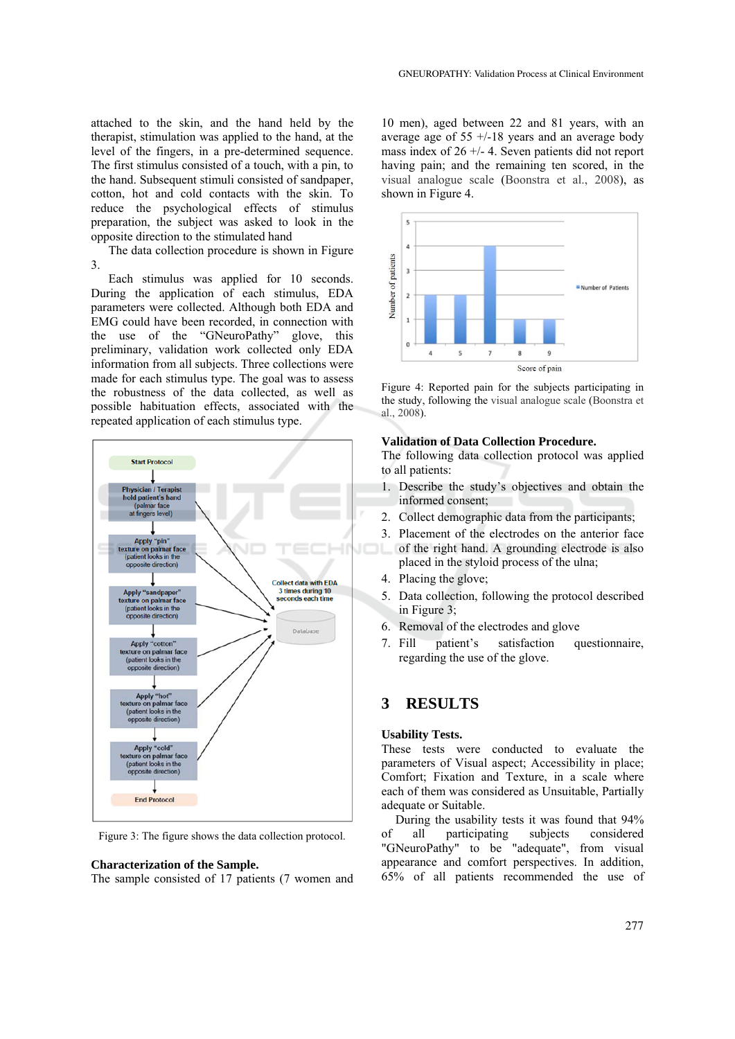attached to the skin, and the hand held by the therapist, stimulation was applied to the hand, at the level of the fingers, in a pre-determined sequence. The first stimulus consisted of a touch, with a pin, to the hand. Subsequent stimuli consisted of sandpaper, cotton, hot and cold contacts with the skin. To reduce the psychological effects of stimulus preparation, the subject was asked to look in the opposite direction to the stimulated hand

The data collection procedure is shown in Figure 3.

Each stimulus was applied for 10 seconds. During the application of each stimulus, EDA parameters were collected. Although both EDA and EMG could have been recorded, in connection with the use of the "GNeuroPathy" glove, this preliminary, validation work collected only EDA information from all subjects. Three collections were made for each stimulus type. The goal was to assess the robustness of the data collected, as well as possible habituation effects, associated with the repeated application of each stimulus type.

Figure 3: The figure shows the data collection protocol.

**Characterization of the Sample.**
The sample consisted of 17 patients (7 women and 10 men), aged between 22 and 81 years, with an average age of 55 +/-18 years and an average body mass index of 26 +/- 4. Seven patients did not report having pain; and the remaining ten scored, in the visual analogue scale (Boonstra et al., 2008), as shown in Figure 4.

Figure 4: Reported pain for the subjects participating in the study, following the visual analogue scale (Boonstra et al., 2008).

**Validation of Data Collection Procedure.**
The following data collection protocol was applied to all patients:

1. Describe the study's objectives and obtain the informed consent;
2. Collect demographic data from the participants;
3. Placement of the electrodes on the anterior face of the right hand. A grounding electrode is also placed in the styloid process of the ulna;
4. Placing the glove;
5. Data collection, following the protocol described in Figure 3;
6. Removal of the electrodes and glove
7. Fill patient's satisfaction questionnaire, regarding the use of the glove.

## 3 RESULTS

**Usability Tests.**
These tests were conducted to evaluate the parameters of Visual aspect; Accessibility in place; Comfort; Fixation and Texture, in a scale where each of them was considered as Unsuitable, Partially adequate or Suitable.

During the usability tests it was found that 94% of all participating subjects considered "GNeuroPathy" to be "adequate", from visual appearance and comfort perspectives. In addition, 65% of all patients recommended the use of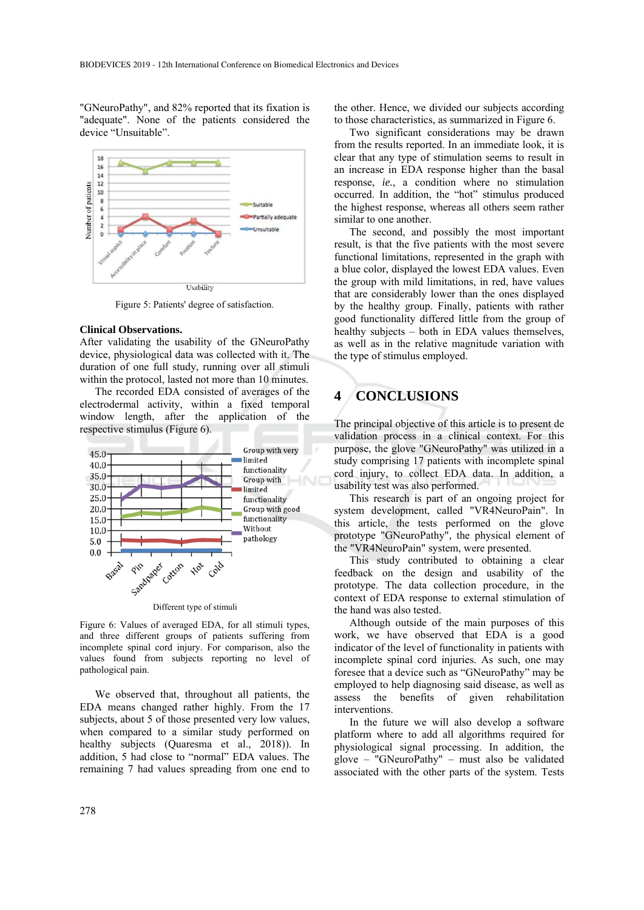"GNeuroPathy", and 82% reported that its fixation is "adequate". None of the patients considered the device "Unsuitable".

Figure 5: Patients' degree of satisfaction.

**Clinical Observations.**
After validating the usability of the GNeuroPathy device, physiological data was collected with it. The duration of one full study, running over all stimuli within the protocol, lasted not more than 10 minutes.

The recorded EDA consisted of averages of the electrodermal activity, within a fixed temporal window length, after the application of the respective stimulus (Figure 6).

Figure 6: Values of averaged EDA, for all stimuli types, and three different groups of patients suffering from incomplete spinal cord injury. For comparison, also the values found from subjects reporting no level of pathological pain.

We observed that, throughout all patients, the EDA means changed rather highly. From the 17 subjects, about 5 of those presented very low values, when compared to a similar study performed on healthy subjects (Quaresma et al., 2018)). In addition, 5 had close to "normal" EDA values. The remaining 7 had values spreading from one end to the other. Hence, we divided our subjects according to those characteristics, as summarized in Figure 6.

Two significant considerations may be drawn from the results reported. In an immediate look, it is clear that any type of stimulation seems to result in an increase in EDA response higher than the basal response, *ie.*, a condition where no stimulation occurred. In addition, the "hot" stimulus produced the highest response, whereas all others seem rather similar to one another.

The second, and possibly the most important result, is that the five patients with the most severe functional limitations, represented in the graph with a blue color, displayed the lowest EDA values. Even the group with mild limitations, in red, have values that are considerably lower than the ones displayed by the healthy group. Finally, patients with rather good functionality differed little from the group of healthy subjects – both in EDA values themselves, as well as in the relative magnitude variation with the type of stimulus employed.

## 4 CONCLUSIONS

The principal objective of this article is to present de validation process in a clinical context. For this purpose, the glove "GNeuroPathy" was utilized in a study comprising 17 patients with incomplete spinal cord injury, to collect EDA data. In addition, a usability test was also performed.

This research is part of an ongoing project for system development, called "VR4NeuroPain". In this article, the tests performed on the glove prototype "GNeuroPathy", the physical element of the "VR4NeuroPain" system, were presented.

This study contributed to obtaining a clear feedback on the design and usability of the prototype. The data collection procedure, in the context of EDA response to external stimulation of the hand was also tested.

Although outside of the main purposes of this work, we have observed that EDA is a good indicator of the level of functionality in patients with incomplete spinal cord injuries. As such, one may foresee that a device such as "GNeuroPathy" may be employed to help diagnosing said disease, as well as assess the benefits of given rehabilitation interventions.

In the future we will also develop a software platform where to add all algorithms required for physiological signal processing. In addition, the glove – "GNeuroPathy" – must also be validated associated with the other parts of the system. Tests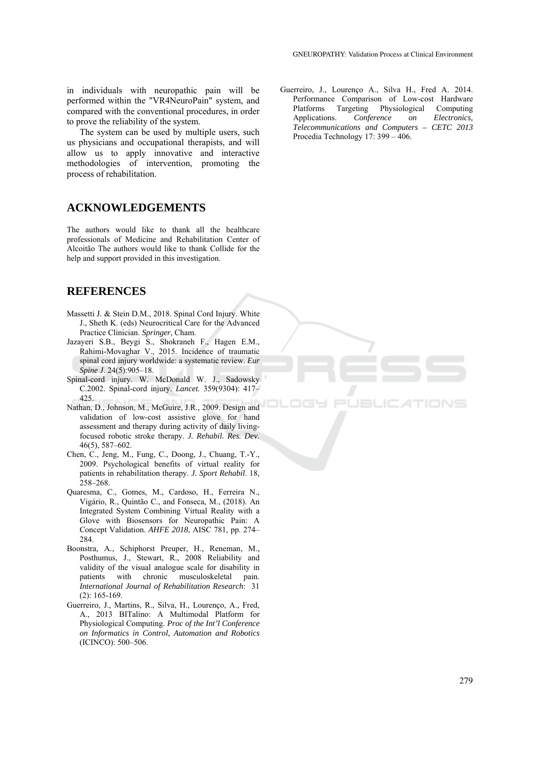in individuals with neuropathic pain will be performed within the "VR4NeuroPain" system, and compared with the conventional procedures, in order to prove the reliability of the system.

The system can be used by multiple users, such us physicians and occupational therapists, and will allow us to apply innovative and interactive methodologies of intervention, promoting the process of rehabilitation.

## ACKNOWLEDGEMENTS

The authors would like to thank all the healthcare professionals of Medicine and Rehabilitation Center of Alcoitão The authors would like to thank Collide for the help and support provided in this investigation.

## REFERENCES

Massetti J. & Stein D.M., 2018. Spinal Cord Injury. White J., Sheth K. (eds) Neurocritical Care for the Advanced Practice Clinician. *Springer*, Cham.

Jazayeri S.B., Beygi S., Shokraneh F., Hagen E.M., Rahimi-Movaghar V., 2015. Incidence of traumatic spinal cord injury worldwide: a systematic review. *Eur Spine J*. 24(5):905–18.

Spinal-cord injury. W. McDonald W. J., Sadowsky C.2002. Spinal-cord injury. *Lancet.* 359(9304): 417–425.

Nathan, D., Johnson, M., McGuire, J.R., 2009. Design and validation of low-cost assistive glove for hand assessment and therapy during activity of daily living-focused robotic stroke therapy. *J. Rehabil. Res. Dev*. 46(5), 587–602.

Chen, C., Jeng, M., Fung, C., Doong, J., Chuang, T.-Y., 2009. Psychological benefits of virtual reality for patients in rehabilitation therapy. *J. Sport Rehabil*. 18, 258–268.

Quaresma, C., Gomes, M., Cardoso, H., Ferreira N., Vigário, R., Quintão C., and Fonseca, M., (2018). An Integrated System Combining Virtual Reality with a Glove with Biosensors for Neuropathic Pain: A Concept Validation. *AHFE 2018*, AISC 781, pp. 274–284.

Boonstra, A., Schiphorst Preuper, H., Reneman, M., Posthumus, J., Stewart, R., 2008 Reliability and validity of the visual analogue scale for disability in patients with chronic musculoskeletal pain. *International Journal of Rehabilitation Research*: 31 (2): 165-169.

Guerreiro, J., Martins, R., Silva, H., Lourenço, A., Fred, A., 2013 BITalino: A Multimodal Platform for Physiological Computing. *Proc of the Int'l Conference on Informatics in Control, Automation and Robotics* (ICINCO): 500–506.

Guerreiro, J., Lourenço A., Silva H., Fred A. 2014. Performance Comparison of Low-cost Hardware Platforms Targeting Physiological Computing Applications. *Conference on Electronics, Telecommunications and Computers – CETC 2013* Procedia Technology 17: 399 – 406.